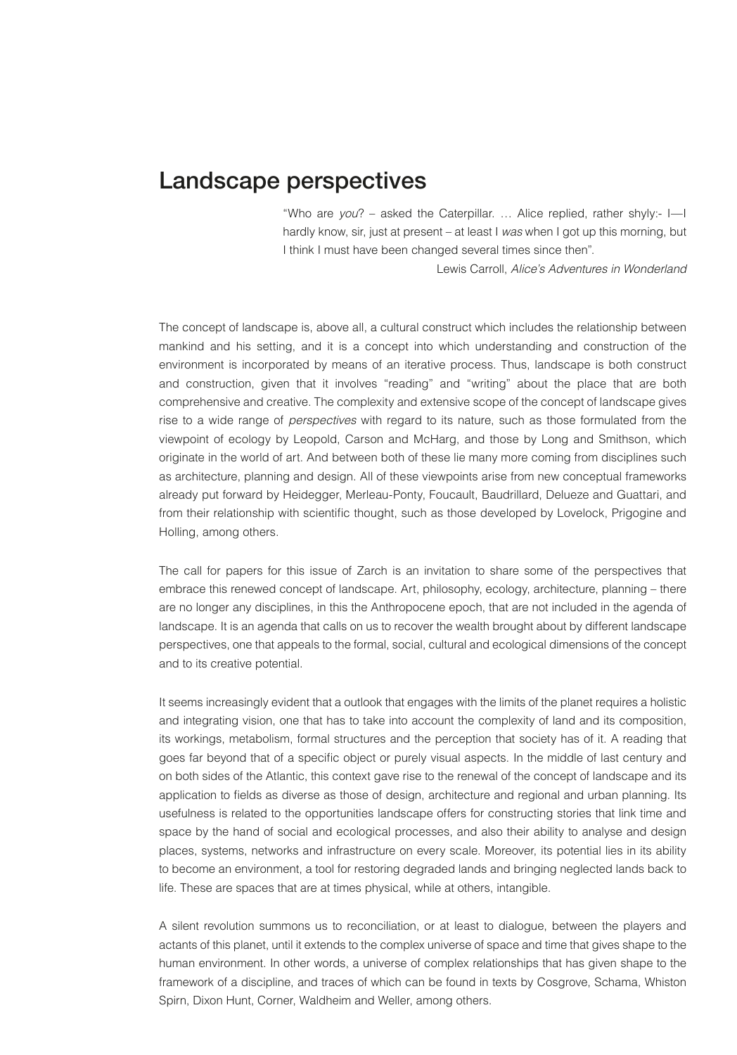# Landscape perspectives

> "Who are *you*? – asked the Caterpillar. … Alice replied, rather shyly:- I—I hardly know, sir, just at present – at least I *was* when I got up this morning, but I think I must have been changed several times since then".
>
> Lewis Carroll, *Alice's Adventures in Wonderland*

The concept of landscape is, above all, a cultural construct which includes the relationship between mankind and his setting, and it is a concept into which understanding and construction of the environment is incorporated by means of an iterative process. Thus, landscape is both construct and construction, given that it involves "reading" and "writing" about the place that are both comprehensive and creative. The complexity and extensive scope of the concept of landscape gives rise to a wide range of *perspectives* with regard to its nature, such as those formulated from the viewpoint of ecology by Leopold, Carson and McHarg, and those by Long and Smithson, which originate in the world of art. And between both of these lie many more coming from disciplines such as architecture, planning and design. All of these viewpoints arise from new conceptual frameworks already put forward by Heidegger, Merleau-Ponty, Foucault, Baudrillard, Delueze and Guattari, and from their relationship with scientific thought, such as those developed by Lovelock, Prigogine and Holling, among others.

The call for papers for this issue of Zarch is an invitation to share some of the perspectives that embrace this renewed concept of landscape. Art, philosophy, ecology, architecture, planning – there are no longer any disciplines, in this the Anthropocene epoch, that are not included in the agenda of landscape. It is an agenda that calls on us to recover the wealth brought about by different landscape perspectives, one that appeals to the formal, social, cultural and ecological dimensions of the concept and to its creative potential.

It seems increasingly evident that a outlook that engages with the limits of the planet requires a holistic and integrating vision, one that has to take into account the complexity of land and its composition, its workings, metabolism, formal structures and the perception that society has of it. A reading that goes far beyond that of a specific object or purely visual aspects. In the middle of last century and on both sides of the Atlantic, this context gave rise to the renewal of the concept of landscape and its application to fields as diverse as those of design, architecture and regional and urban planning. Its usefulness is related to the opportunities landscape offers for constructing stories that link time and space by the hand of social and ecological processes, and also their ability to analyse and design places, systems, networks and infrastructure on every scale. Moreover, its potential lies in its ability to become an environment, a tool for restoring degraded lands and bringing neglected lands back to life. These are spaces that are at times physical, while at others, intangible.

A silent revolution summons us to reconciliation, or at least to dialogue, between the players and actants of this planet, until it extends to the complex universe of space and time that gives shape to the human environment. In other words, a universe of complex relationships that has given shape to the framework of a discipline, and traces of which can be found in texts by Cosgrove, Schama, Whiston Spirn, Dixon Hunt, Corner, Waldheim and Weller, among others.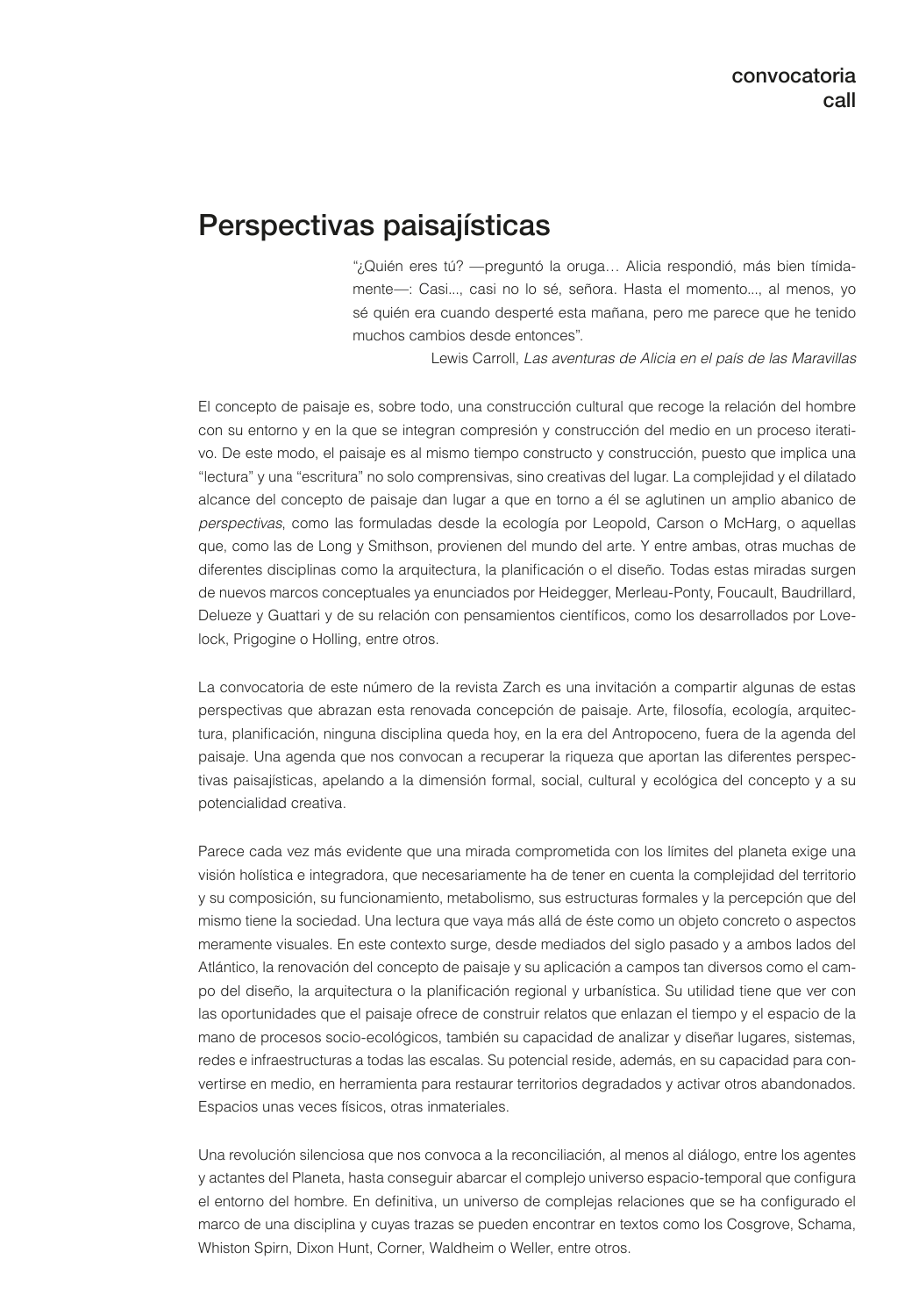convocatoria
call

# Perspectivas paisajísticas

"¿Quién eres tú? —preguntó la oruga… Alicia respondió, más bien tímidamente—: Casi..., casi no lo sé, señora. Hasta el momento..., al menos, yo sé quién era cuando desperté esta mañana, pero me parece que he tenido muchos cambios desde entonces".

Lewis Carroll, *Las aventuras de Alicia en el país de las Maravillas*

El concepto de paisaje es, sobre todo, una construcción cultural que recoge la relación del hombre con su entorno y en la que se integran compresión y construcción del medio en un proceso iterativo. De este modo, el paisaje es al mismo tiempo constructo y construcción, puesto que implica una "lectura" y una "escritura" no solo comprensivas, sino creativas del lugar. La complejidad y el dilatado alcance del concepto de paisaje dan lugar a que en torno a él se aglutinen un amplio abanico de *perspectivas*, como las formuladas desde la ecología por Leopold, Carson o McHarg, o aquellas que, como las de Long y Smithson, provienen del mundo del arte. Y entre ambas, otras muchas de diferentes disciplinas como la arquitectura, la planificación o el diseño. Todas estas miradas surgen de nuevos marcos conceptuales ya enunciados por Heidegger, Merleau-Ponty, Foucault, Baudrillard, Delueze y Guattari y de su relación con pensamientos científicos, como los desarrollados por Lovelock, Prigogine o Holling, entre otros.

La convocatoria de este número de la revista Zarch es una invitación a compartir algunas de estas perspectivas que abrazan esta renovada concepción de paisaje. Arte, filosofía, ecología, arquitectura, planificación, ninguna disciplina queda hoy, en la era del Antropoceno, fuera de la agenda del paisaje. Una agenda que nos convocan a recuperar la riqueza que aportan las diferentes perspectivas paisajísticas, apelando a la dimensión formal, social, cultural y ecológica del concepto y a su potencialidad creativa.

Parece cada vez más evidente que una mirada comprometida con los límites del planeta exige una visión holística e integradora, que necesariamente ha de tener en cuenta la complejidad del territorio y su composición, su funcionamiento, metabolismo, sus estructuras formales y la percepción que del mismo tiene la sociedad. Una lectura que vaya más allá de éste como un objeto concreto o aspectos meramente visuales. En este contexto surge, desde mediados del siglo pasado y a ambos lados del Atlántico, la renovación del concepto de paisaje y su aplicación a campos tan diversos como el campo del diseño, la arquitectura o la planificación regional y urbanística. Su utilidad tiene que ver con las oportunidades que el paisaje ofrece de construir relatos que enlazan el tiempo y el espacio de la mano de procesos socio-ecológicos, también su capacidad de analizar y diseñar lugares, sistemas, redes e infraestructuras a todas las escalas. Su potencial reside, además, en su capacidad para convertirse en medio, en herramienta para restaurar territorios degradados y activar otros abandonados. Espacios unas veces físicos, otras inmateriales.

Una revolución silenciosa que nos convoca a la reconciliación, al menos al diálogo, entre los agentes y actantes del Planeta, hasta conseguir abarcar el complejo universo espacio-temporal que configura el entorno del hombre. En definitiva, un universo de complejas relaciones que se ha configurado el marco de una disciplina y cuyas trazas se pueden encontrar en textos como los Cosgrove, Schama, Whiston Spirn, Dixon Hunt, Corner, Waldheim o Weller, entre otros.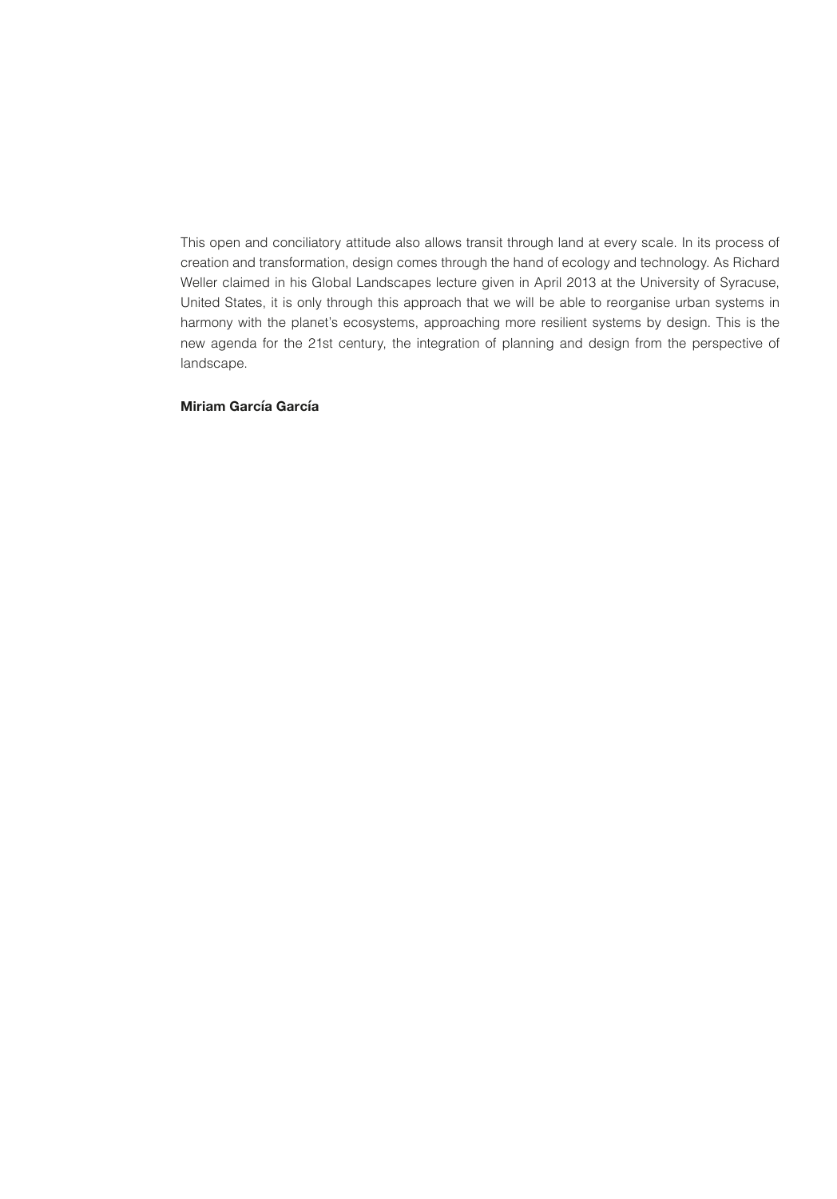This open and conciliatory attitude also allows transit through land at every scale. In its process of creation and transformation, design comes through the hand of ecology and technology. As Richard Weller claimed in his Global Landscapes lecture given in April 2013 at the University of Syracuse, United States, it is only through this approach that we will be able to reorganise urban systems in harmony with the planet's ecosystems, approaching more resilient systems by design. This is the new agenda for the 21st century, the integration of planning and design from the perspective of landscape.

**Miriam García García**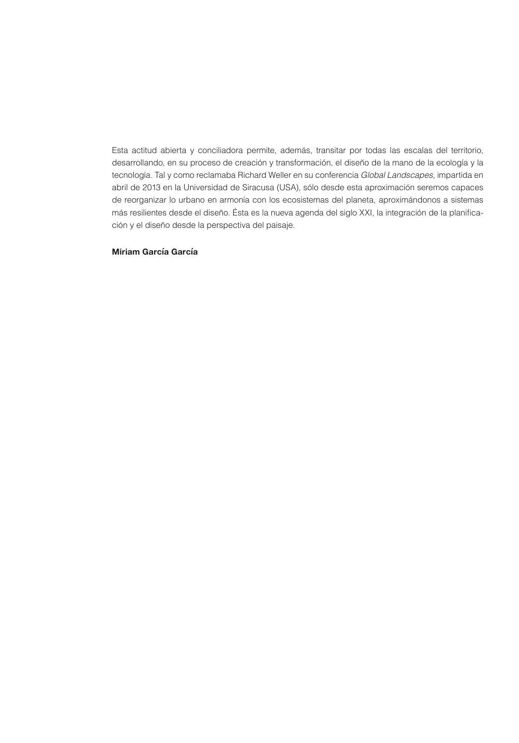Esta actitud abierta y conciliadora permite, además, transitar por todas las escalas del territorio, desarrollando, en su proceso de creación y transformación, el diseño de la mano de la ecología y la tecnología. Tal y como reclamaba Richard Weller en su conferencia *Global Landscapes,* impartida en abril de 2013 en la Universidad de Siracusa (USA), sólo desde esta aproximación seremos capaces de reorganizar lo urbano en armonía con los ecosistemas del planeta, aproximándonos a sistemas más resilientes desde el diseño. Ésta es la nueva agenda del siglo XXI, la integración de la planificación y el diseño desde la perspectiva del paisaje.

**Miriam García García**